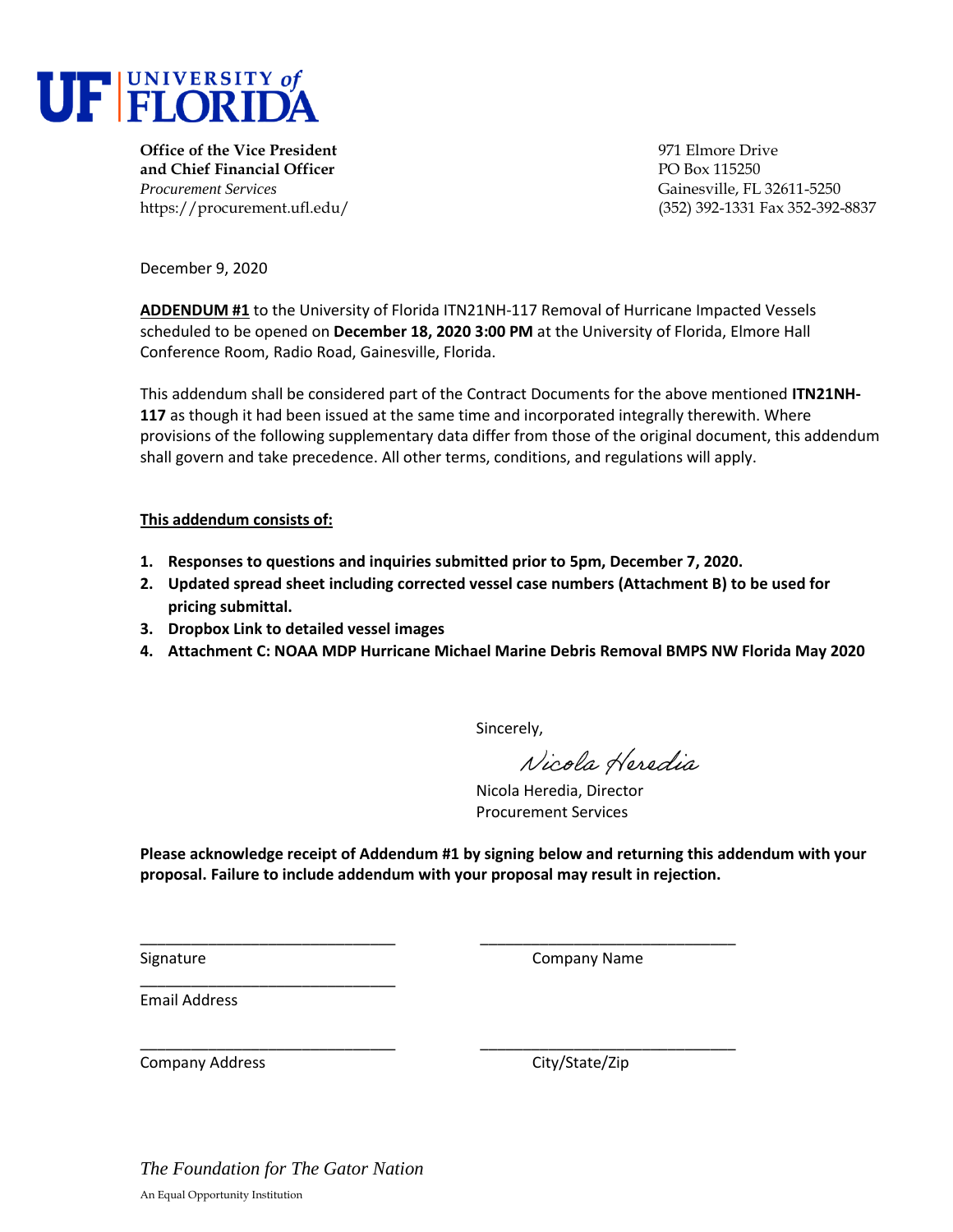**UF | UNIVERSITY of FLORIDA**

**Office of the Vice President**
**and Chief Financial Officer**
*Procurement Services*
https://procurement.ufl.edu/

971 Elmore Drive
PO Box 115250
Gainesville, FL 32611-5250
(352) 392-1331 Fax 352-392-8837

December 9, 2020

**ADDENDUM #1** to the University of Florida ITN21NH-117 Removal of Hurricane Impacted Vessels scheduled to be opened on **December 18, 2020 3:00 PM** at the University of Florida, Elmore Hall Conference Room, Radio Road, Gainesville, Florida.

This addendum shall be considered part of the Contract Documents for the above mentioned **ITN21NH-117** as though it had been issued at the same time and incorporated integrally therewith. Where provisions of the following supplementary data differ from those of the original document, this addendum shall govern and take precedence. All other terms, conditions, and regulations will apply.

**This addendum consists of:**

1. **Responses to questions and inquiries submitted prior to 5pm, December 7, 2020.**
2. **Updated spread sheet including corrected vessel case numbers (Attachment B) to be used for pricing submittal.**
3. **Dropbox Link to detailed vessel images**
4. **Attachment C: NOAA MDP Hurricane Michael Marine Debris Removal BMPS NW Florida May 2020**

Sincerely,

*Nicola Heredia*

Nicola Heredia, Director
Procurement Services

**Please acknowledge receipt of Addendum #1 by signing below and returning this addendum with your proposal. Failure to include addendum with your proposal may result in rejection.**

______________________________ Signature

______________________________ Company Name

______________________________ Email Address

______________________________ Company Address

______________________________ City/State/Zip

*The Foundation for The Gator Nation*

An Equal Opportunity Institution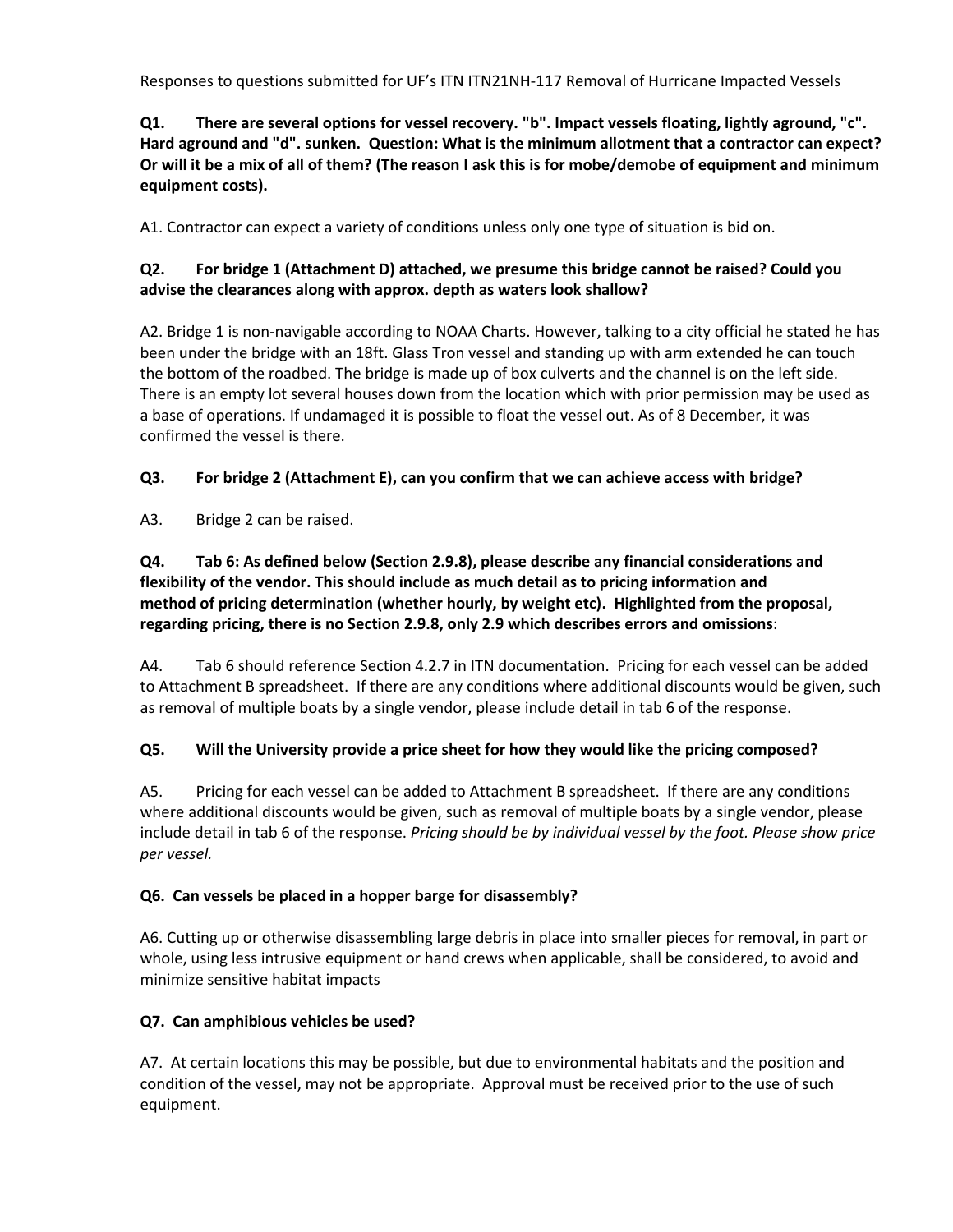Responses to questions submitted for UF's ITN ITN21NH-117 Removal of Hurricane Impacted Vessels

**Q1. There are several options for vessel recovery. "b". Impact vessels floating, lightly aground, "c". Hard aground and "d". sunken. Question: What is the minimum allotment that a contractor can expect? Or will it be a mix of all of them? (The reason I ask this is for mobe/demobe of equipment and minimum equipment costs).**

A1. Contractor can expect a variety of conditions unless only one type of situation is bid on.

**Q2. For bridge 1 (Attachment D) attached, we presume this bridge cannot be raised? Could you advise the clearances along with approx. depth as waters look shallow?**

A2. Bridge 1 is non-navigable according to NOAA Charts. However, talking to a city official he stated he has been under the bridge with an 18ft. Glass Tron vessel and standing up with arm extended he can touch the bottom of the roadbed. The bridge is made up of box culverts and the channel is on the left side. There is an empty lot several houses down from the location which with prior permission may be used as a base of operations. If undamaged it is possible to float the vessel out. As of 8 December, it was confirmed the vessel is there.

**Q3. For bridge 2 (Attachment E), can you confirm that we can achieve access with bridge?**

A3. Bridge 2 can be raised.

**Q4. Tab 6: As defined below (Section 2.9.8), please describe any financial considerations and flexibility of the vendor. This should include as much detail as to pricing information and method of pricing determination (whether hourly, by weight etc). Highlighted from the proposal, regarding pricing, there is no Section 2.9.8, only 2.9 which describes errors and omissions**:

A4. Tab 6 should reference Section 4.2.7 in ITN documentation. Pricing for each vessel can be added to Attachment B spreadsheet. If there are any conditions where additional discounts would be given, such as removal of multiple boats by a single vendor, please include detail in tab 6 of the response.

**Q5. Will the University provide a price sheet for how they would like the pricing composed?**

A5. Pricing for each vessel can be added to Attachment B spreadsheet. If there are any conditions where additional discounts would be given, such as removal of multiple boats by a single vendor, please include detail in tab 6 of the response. *Pricing should be by individual vessel by the foot. Please show price per vessel.*

**Q6. Can vessels be placed in a hopper barge for disassembly?**

A6. Cutting up or otherwise disassembling large debris in place into smaller pieces for removal, in part or whole, using less intrusive equipment or hand crews when applicable, shall be considered, to avoid and minimize sensitive habitat impacts

**Q7. Can amphibious vehicles be used?**

A7. At certain locations this may be possible, but due to environmental habitats and the position and condition of the vessel, may not be appropriate. Approval must be received prior to the use of such equipment.